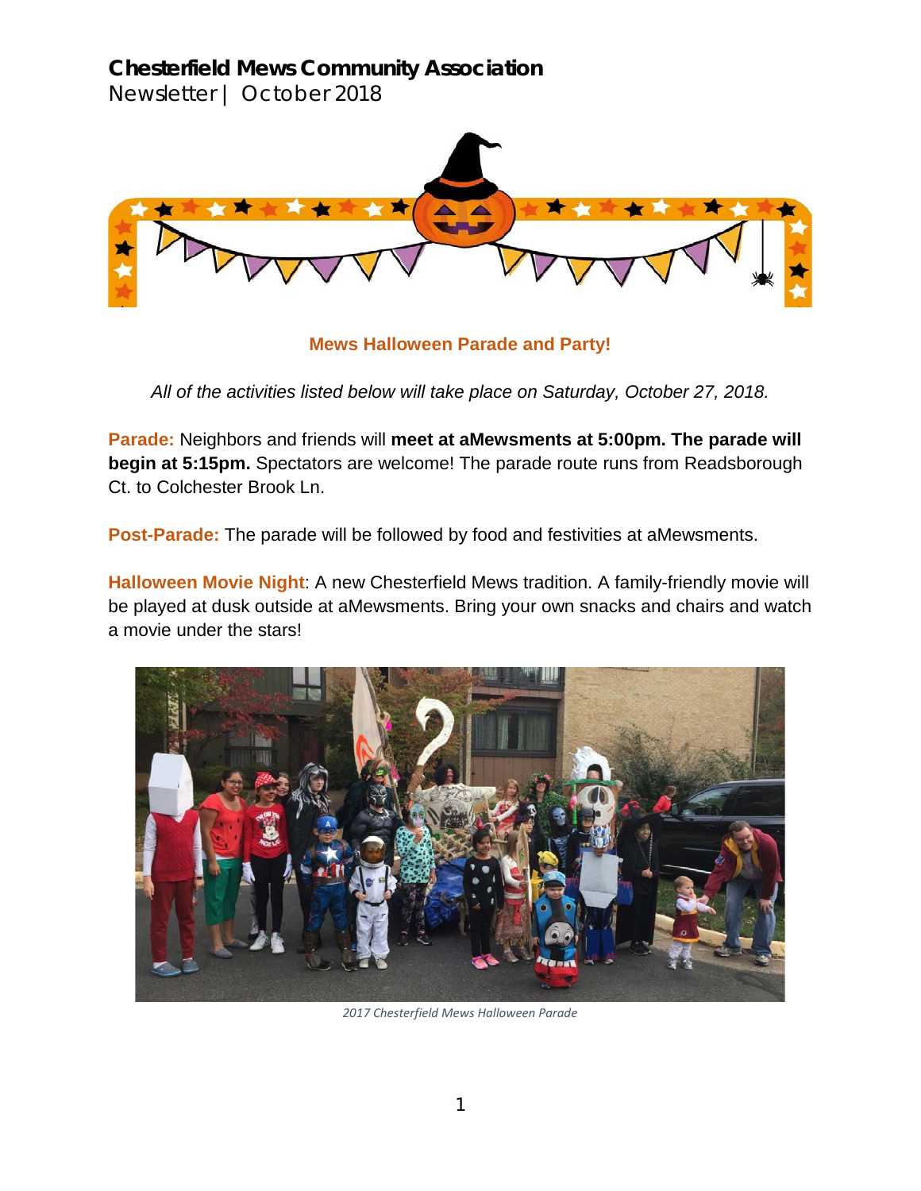# Chesterfield Mews Community Association

Newsletter | October 2018

## Mews Halloween Parade and Party!

*All of the activities listed below will take place on Saturday, October 27, 2018.*

**Parade:** Neighbors and friends will **meet at aMewsments at 5:00pm. The parade will begin at 5:15pm.** Spectators are welcome! The parade route runs from Readsborough Ct. to Colchester Brook Ln.

**Post-Parade:** The parade will be followed by food and festivities at aMewsments.

**Halloween Movie Night**: A new Chesterfield Mews tradition. A family-friendly movie will be played at dusk outside at aMewsments. Bring your own snacks and chairs and watch a movie under the stars!

*2017 Chesterfield Mews Halloween Parade*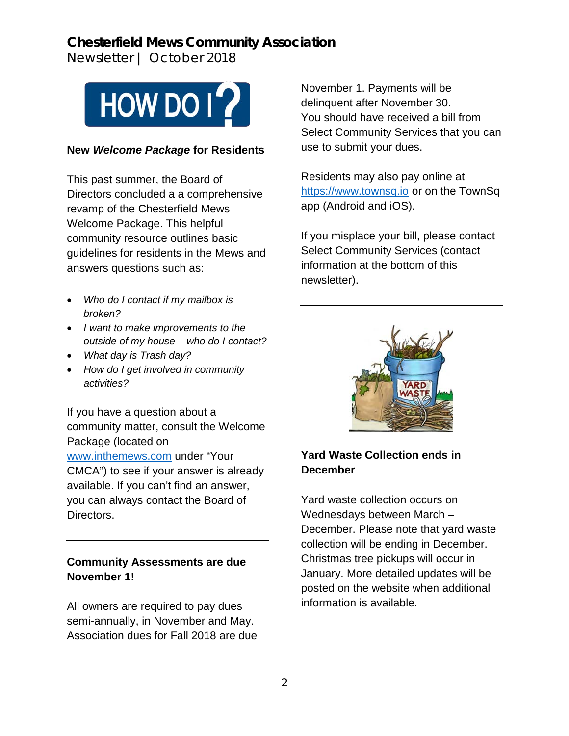# Chesterfield Mews Community Association

Newsletter | October 2018

HOW DO I?

### New *Welcome Package* for Residents

This past summer, the Board of Directors concluded a a comprehensive revamp of the Chesterfield Mews Welcome Package. This helpful community resource outlines basic guidelines for residents in the Mews and answers questions such as:

- *Who do I contact if my mailbox is broken?*
- *I want to make improvements to the outside of my house – who do I contact?*
- *What day is Trash day?*
- *How do I get involved in community activities?*

If you have a question about a community matter, consult the Welcome Package (located on www.inthemews.com under "Your CMCA") to see if your answer is already available. If you can't find an answer, you can always contact the Board of Directors.

---

### Community Assessments are due November 1!

All owners are required to pay dues semi-annually, in November and May. Association dues for Fall 2018 are due November 1. Payments will be delinquent after November 30. You should have received a bill from Select Community Services that you can use to submit your dues.

Residents may also pay online at https://www.townsq.io or on the TownSq app (Android and iOS).

If you misplace your bill, please contact Select Community Services (contact information at the bottom of this newsletter).

---

### Yard Waste Collection ends in December

Yard waste collection occurs on Wednesdays between March – December. Please note that yard waste collection will be ending in December. Christmas tree pickups will occur in January. More detailed updates will be posted on the website when additional information is available.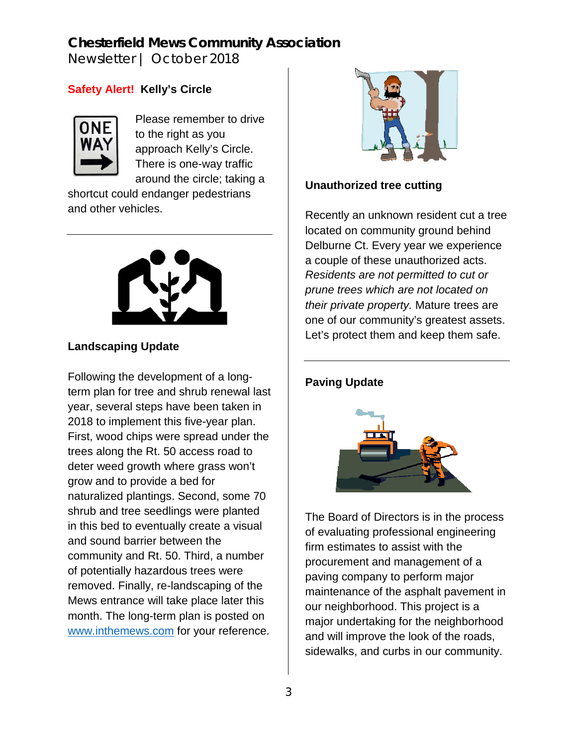# Chesterfield Mews Community Association

Newsletter | October 2018

**Safety Alert! Kelly's Circle**

Please remember to drive to the right as you approach Kelly's Circle. There is one-way traffic around the circle; taking a shortcut could endanger pedestrians and other vehicles.

---

## Landscaping Update

Following the development of a long-term plan for tree and shrub renewal last year, several steps have been taken in 2018 to implement this five-year plan. First, wood chips were spread under the trees along the Rt. 50 access road to deter weed growth where grass won't grow and to provide a bed for naturalized plantings. Second, some 70 shrub and tree seedlings were planted in this bed to eventually create a visual and sound barrier between the community and Rt. 50. Third, a number of potentially hazardous trees were removed. Finally, re-landscaping of the Mews entrance will take place later this month. The long-term plan is posted on [www.inthemews.com](http://www.inthemews.com) for your reference.

## Unauthorized tree cutting

Recently an unknown resident cut a tree located on community ground behind Delburne Ct. Every year we experience a couple of these unauthorized acts. *Residents are not permitted to cut or prune trees which are not located on their private property.* Mature trees are one of our community's greatest assets. Let's protect them and keep them safe.

---

## Paving Update

The Board of Directors is in the process of evaluating professional engineering firm estimates to assist with the procurement and management of a paving company to perform major maintenance of the asphalt pavement in our neighborhood. This project is a major undertaking for the neighborhood and will improve the look of the roads, sidewalks, and curbs in our community.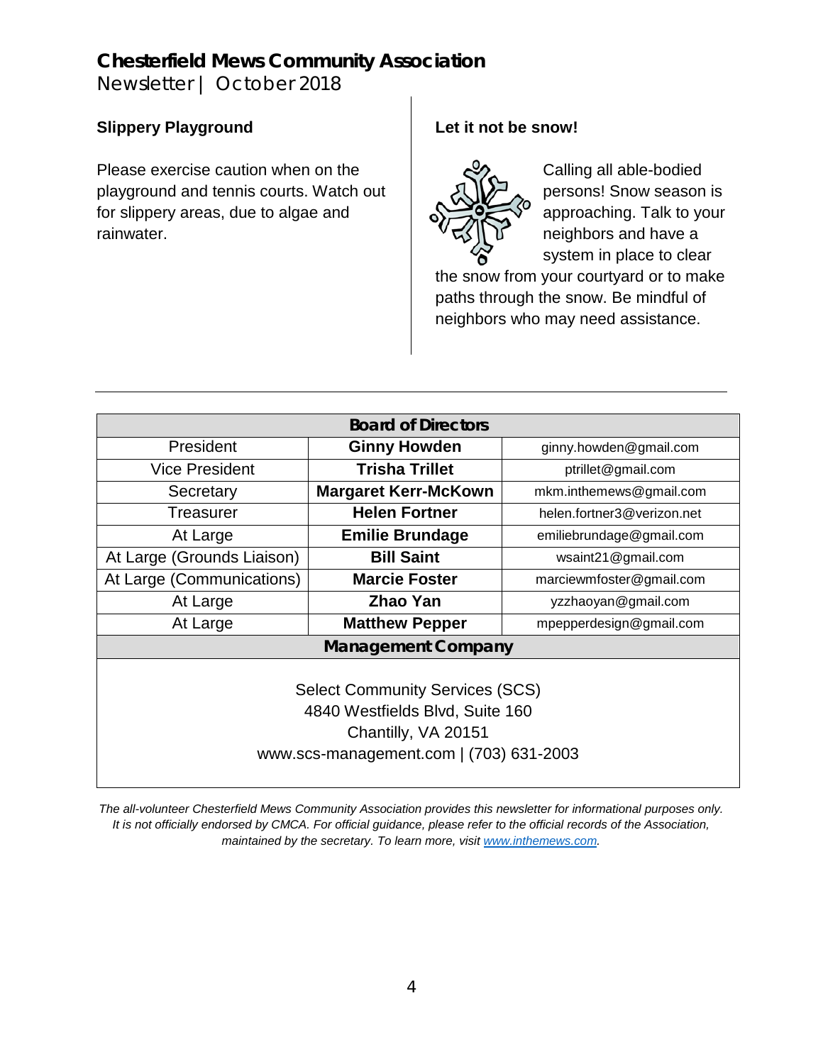# Chesterfield Mews Community Association

Newsletter | October 2018

### Slippery Playground

Please exercise caution when on the playground and tennis courts. Watch out for slippery areas, due to algae and rainwater.

### Let it not be snow!

Calling all able-bodied persons! Snow season is approaching. Talk to your neighbors and have a system in place to clear the snow from your courtyard or to make paths through the snow. Be mindful of neighbors who may need assistance.

---

| Board of Directors | | |
|---|---|---|
| President | **Ginny Howden** | ginny.howden@gmail.com |
| Vice President | **Trisha Trillet** | ptrillet@gmail.com |
| Secretary | **Margaret Kerr-McKown** | mkm.inthemews@gmail.com |
| Treasurer | **Helen Fortner** | helen.fortner3@verizon.net |
| At Large | **Emilie Brundage** | emiliebrundage@gmail.com |
| At Large (Grounds Liaison) | **Bill Saint** | wsaint21@gmail.com |
| At Large (Communications) | **Marcie Foster** | marciewmfoster@gmail.com |
| At Large | **Zhao Yan** | yzzhaoyan@gmail.com |
| At Large | **Matthew Pepper** | mpepperdesign@gmail.com |
| **Management Company** | | |
| Select Community Services (SCS)<br>4840 Westfields Blvd, Suite 160<br>Chantilly, VA 20151<br>www.scs-management.com \| (703) 631-2003 | | |

*The all-volunteer Chesterfield Mews Community Association provides this newsletter for informational purposes only. It is not officially endorsed by CMCA. For official guidance, please refer to the official records of the Association, maintained by the secretary. To learn more, visit [www.inthemews.com](http://www.inthemews.com).*